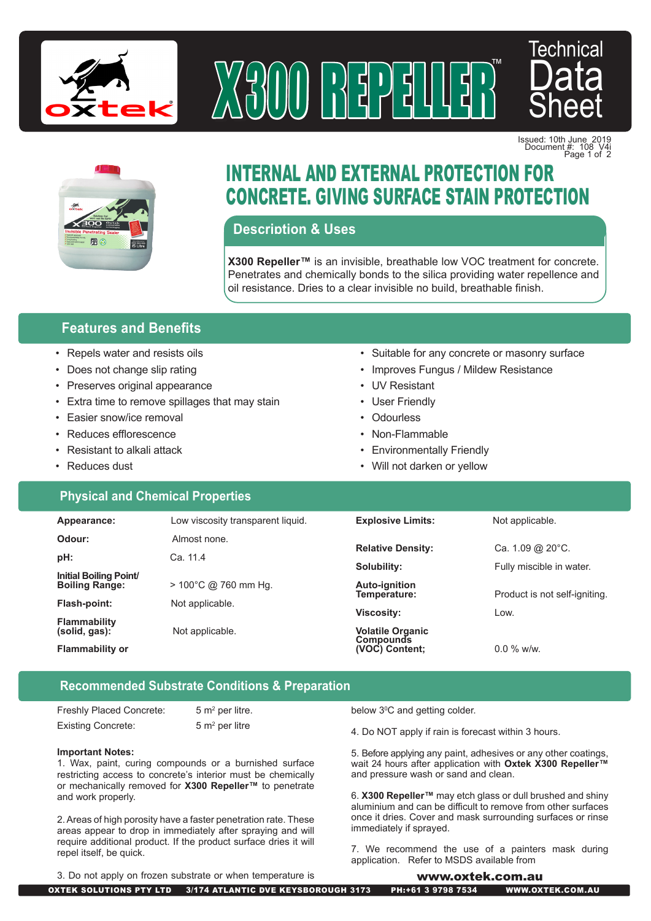# X300 REPELLER™ Technical Data Sheet

Issued: 10th June 2019
Document #: 108 V4i

## INTERNAL AND EXTERNAL PROTECTION FOR CONCRETE. GIVING SURFACE STAIN PROTECTION

### Description & Uses

**X300 Repeller™** is an invisible, breathable low VOC treatment for concrete. Penetrates and chemically bonds to the silica providing water repellence and oil resistance. Dries to a clear invisible no build, breathable finish.

### Features and Benefits

- Repels water and resists oils
- Does not change slip rating
- Preserves original appearance
- Extra time to remove spillages that may stain
- Easier snow/ice removal
- Reduces efflorescence
- Resistant to alkali attack
- Reduces dust
- Suitable for any concrete or masonry surface
- Improves Fungus / Mildew Resistance
- UV Resistant
- User Friendly
- Odourless
- Non-Flammable
- Environmentally Friendly
- Will not darken or yellow

### Physical and Chemical Properties

| | |
|---|---|
| **Appearance:** | Low viscosity transparent liquid. |
| **Odour:** | Almost none. |
| **pH:** | Ca. 11.4 |
| **Initial Boiling Point/ Boiling Range:** | > 100°C @ 760 mm Hg. |
| **Flash-point:** | Not applicable. |
| **Flammability (solid, gas):** | Not applicable. |
| **Flammability or Explosive Limits:** | Not applicable. |
| **Relative Density:** | Ca. 1.09 @ 20°C. |
| **Solubility:** | Fully miscible in water. |
| **Auto-ignition Temperature:** | Product is not self-igniting. |
| **Viscosity:** | Low. |
| **Volatile Organic Compounds (VOC) Content;** | 0.0 % w/w. |

### Recommended Substrate Conditions & Preparation

| | |
|---|---|
| Freshly Placed Concrete: | 5 m² per litre. |
| Existing Concrete: | 5 m² per litre |

**Important Notes:**

1. Wax, paint, curing compounds or a burnished surface restricting access to concrete's interior must be chemically or mechanically removed for **X300 Repeller™** to penetrate and work properly.

2. Areas of high porosity have a faster penetration rate. These areas appear to drop in immediately after spraying and will require additional product. If the product surface dries it will repel itself, be quick.

3. Do not apply on frozen substrate or when temperature is below 3°C and getting colder.

4. Do NOT apply if rain is forecast within 3 hours.

5. Before applying any paint, adhesives or any other coatings, wait 24 hours after application with **Oxtek X300 Repeller™** and pressure wash or sand and clean.

6. **X300 Repeller™** may etch glass or dull brushed and shiny aluminium and can be difficult to remove from other surfaces once it dries. Cover and mask surrounding surfaces or rinse immediately if sprayed.

7. We recommend the use of a painters mask during application. Refer to MSDS available from **www.oxtek.com.au**

OXTEK SOLUTIONS PTY LTD 3/174 ATLANTIC DVE KEYSBOROUGH 3173 PH:+61 3 9798 7534 WWW.OXTEK.COM.AU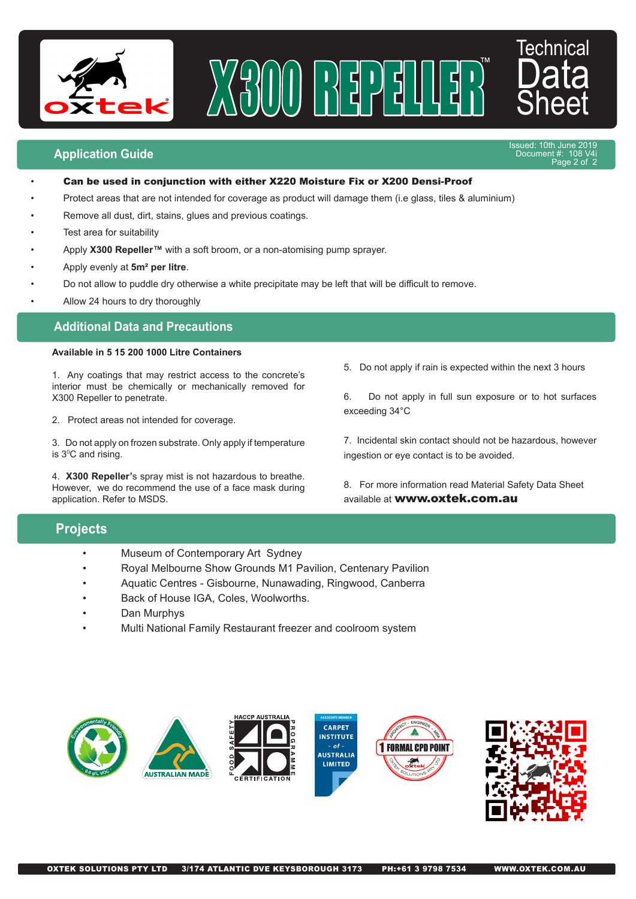# X300 REPELLER™ Technical Data Sheet

## Application Guide

- **Can be used in conjunction with either X220 Moisture Fix or X200 Densi-Proof**
- Protect areas that are not intended for coverage as product will damage them (i.e glass, tiles & aluminium)
- Remove all dust, dirt, stains, glues and previous coatings.
- Test area for suitability
- Apply **X300 Repeller™** with a soft broom, or a non-atomising pump sprayer.
- Apply evenly at **5m² per litre**.
- Do not allow to puddle dry otherwise a white precipitate may be left that will be difficult to remove.
- Allow 24 hours to dry thoroughly

## Additional Data and Precautions

**Available in 5 15 200 1000 Litre Containers**

1. Any coatings that may restrict access to the concrete's interior must be chemically or mechanically removed for X300 Repeller to penetrate.

2. Protect areas not intended for coverage.

3. Do not apply on frozen substrate. Only apply if temperature is 3°C and rising.

4. **X300 Repeller**'s spray mist is not hazardous to breathe. However, we do recommend the use of a face mask during application. Refer to MSDS.

5. Do not apply if rain is expected within the next 3 hours

6. Do not apply in full sun exposure or to hot surfaces exceeding 34°C

7. Incidental skin contact should not be hazardous, however ingestion or eye contact is to be avoided.

8. For more information read Material Safety Data Sheet available at **www.oxtek.com.au**

## Projects

- Museum of Contemporary Art Sydney
- Royal Melbourne Show Grounds M1 Pavilion, Centenary Pavilion
- Aquatic Centres - Gisbourne, Nunawading, Ringwood, Canberra
- Back of House IGA, Coles, Woolworths.
- Dan Murphys
- Multi National Family Restaurant freezer and coolroom system

OXTEK SOLUTIONS PTY LTD 3/174 ATLANTIC DVE KEYSBOROUGH 3173 PH:+61 3 9798 7534 WWW.OXTEK.COM.AU